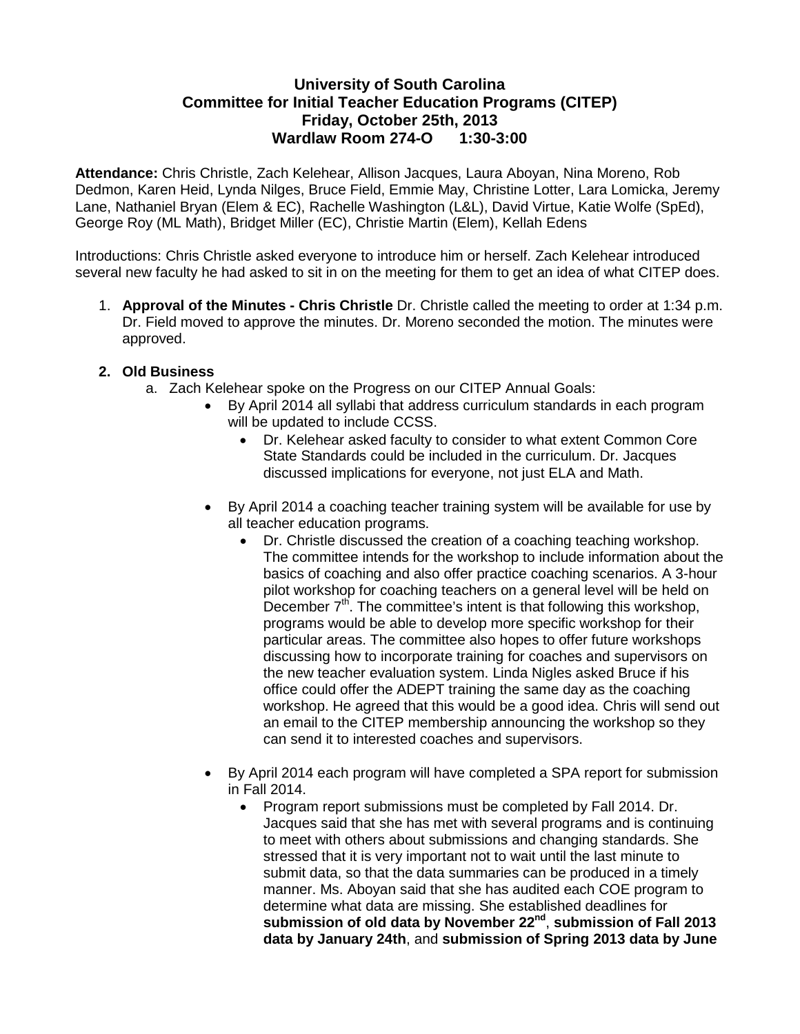**University of South Carolina**
**Committee for Initial Teacher Education Programs (CITEP)**
**Friday, October 25th, 2013**
**Wardlaw Room 274-O 1:30-3:00**

**Attendance:** Chris Christle, Zach Kelehear, Allison Jacques, Laura Aboyan, Nina Moreno, Rob Dedmon, Karen Heid, Lynda Nilges, Bruce Field, Emmie May, Christine Lotter, Lara Lomicka, Jeremy Lane, Nathaniel Bryan (Elem & EC), Rachelle Washington (L&L), David Virtue, Katie Wolfe (SpEd), George Roy (ML Math), Bridget Miller (EC), Christie Martin (Elem), Kellah Edens

Introductions: Chris Christle asked everyone to introduce him or herself. Zach Kelehear introduced several new faculty he had asked to sit in on the meeting for them to get an idea of what CITEP does.

1. **Approval of the Minutes - Chris Christle** Dr. Christle called the meeting to order at 1:34 p.m. Dr. Field moved to approve the minutes. Dr. Moreno seconded the motion. The minutes were approved.

2. **Old Business**
   a. Zach Kelehear spoke on the Progress on our CITEP Annual Goals:
      - By April 2014 all syllabi that address curriculum standards in each program will be updated to include CCSS.
        - Dr. Kelehear asked faculty to consider to what extent Common Core State Standards could be included in the curriculum. Dr. Jacques discussed implications for everyone, not just ELA and Math.
      - By April 2014 a coaching teacher training system will be available for use by all teacher education programs.
        - Dr. Christle discussed the creation of a coaching teaching workshop. The committee intends for the workshop to include information about the basics of coaching and also offer practice coaching scenarios. A 3-hour pilot workshop for coaching teachers on a general level will be held on December 7th. The committee's intent is that following this workshop, programs would be able to develop more specific workshop for their particular areas. The committee also hopes to offer future workshops discussing how to incorporate training for coaches and supervisors on the new teacher evaluation system. Linda Nigles asked Bruce if his office could offer the ADEPT training the same day as the coaching workshop. He agreed that this would be a good idea. Chris will send out an email to the CITEP membership announcing the workshop so they can send it to interested coaches and supervisors.
      - By April 2014 each program will have completed a SPA report for submission in Fall 2014.
        - Program report submissions must be completed by Fall 2014. Dr. Jacques said that she has met with several programs and is continuing to meet with others about submissions and changing standards. She stressed that it is very important not to wait until the last minute to submit data, so that the data summaries can be produced in a timely manner. Ms. Aboyan said that she has audited each COE program to determine what data are missing. She established deadlines for **submission of old data by November 22nd**, **submission of Fall 2013 data by January 24th**, and **submission of Spring 2013 data by June**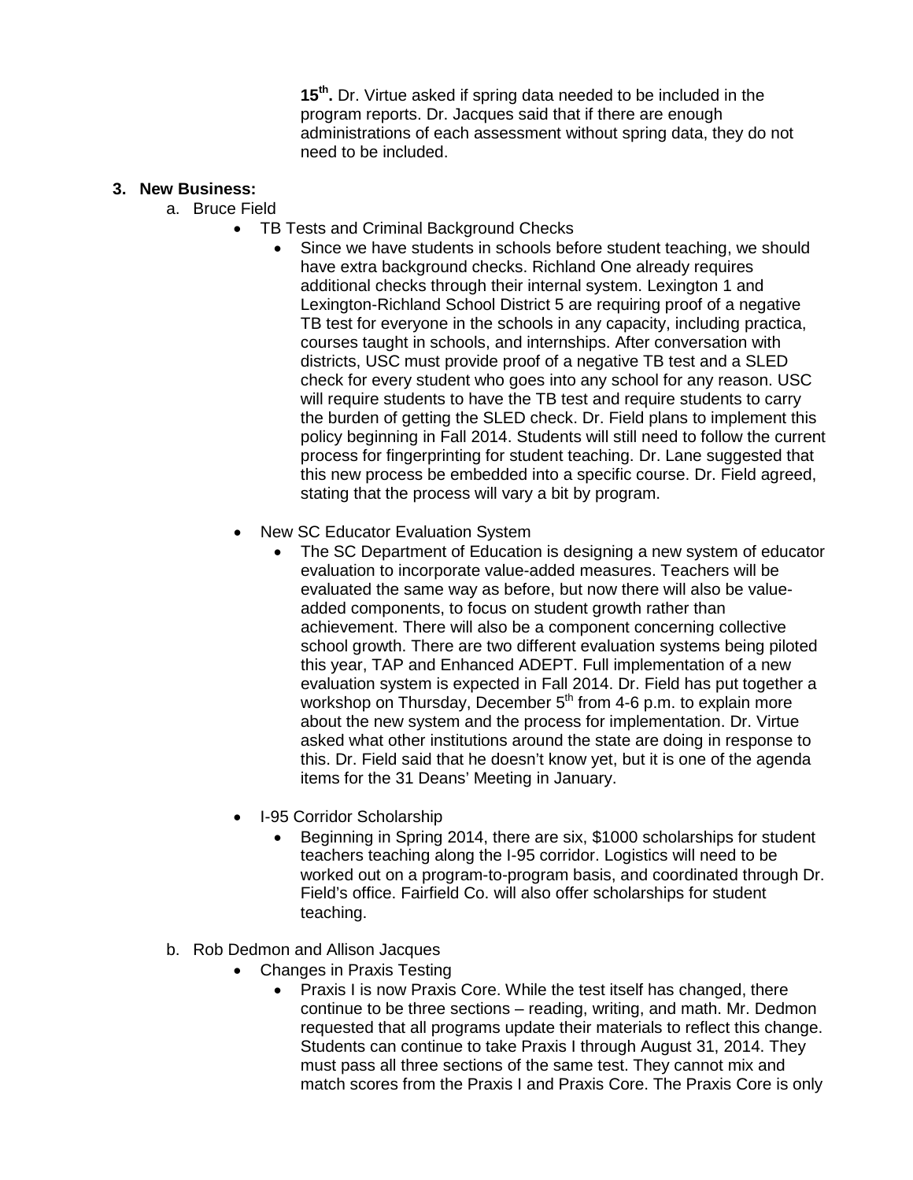**15th.** Dr. Virtue asked if spring data needed to be included in the program reports. Dr. Jacques said that if there are enough administrations of each assessment without spring data, they do not need to be included.

3. **New Business:**
   a. Bruce Field
      - TB Tests and Criminal Background Checks
        - Since we have students in schools before student teaching, we should have extra background checks. Richland One already requires additional checks through their internal system. Lexington 1 and Lexington-Richland School District 5 are requiring proof of a negative TB test for everyone in the schools in any capacity, including practica, courses taught in schools, and internships. After conversation with districts, USC must provide proof of a negative TB test and a SLED check for every student who goes into any school for any reason. USC will require students to have the TB test and require students to carry the burden of getting the SLED check. Dr. Field plans to implement this policy beginning in Fall 2014. Students will still need to follow the current process for fingerprinting for student teaching. Dr. Lane suggested that this new process be embedded into a specific course. Dr. Field agreed, stating that the process will vary a bit by program.
      - New SC Educator Evaluation System
        - The SC Department of Education is designing a new system of educator evaluation to incorporate value-added measures. Teachers will be evaluated the same way as before, but now there will also be value-added components, to focus on student growth rather than achievement. There will also be a component concerning collective school growth. There are two different evaluation systems being piloted this year, TAP and Enhanced ADEPT. Full implementation of a new evaluation system is expected in Fall 2014. Dr. Field has put together a workshop on Thursday, December 5th from 4-6 p.m. to explain more about the new system and the process for implementation. Dr. Virtue asked what other institutions around the state are doing in response to this. Dr. Field said that he doesn't know yet, but it is one of the agenda items for the 31 Deans' Meeting in January.
      - I-95 Corridor Scholarship
        - Beginning in Spring 2014, there are six, $1000 scholarships for student teachers teaching along the I-95 corridor. Logistics will need to be worked out on a program-to-program basis, and coordinated through Dr. Field's office. Fairfield Co. will also offer scholarships for student teaching.

   b. Rob Dedmon and Allison Jacques
      - Changes in Praxis Testing
        - Praxis I is now Praxis Core. While the test itself has changed, there continue to be three sections – reading, writing, and math. Mr. Dedmon requested that all programs update their materials to reflect this change. Students can continue to take Praxis I through August 31, 2014. They must pass all three sections of the same test. They cannot mix and match scores from the Praxis I and Praxis Core. The Praxis Core is only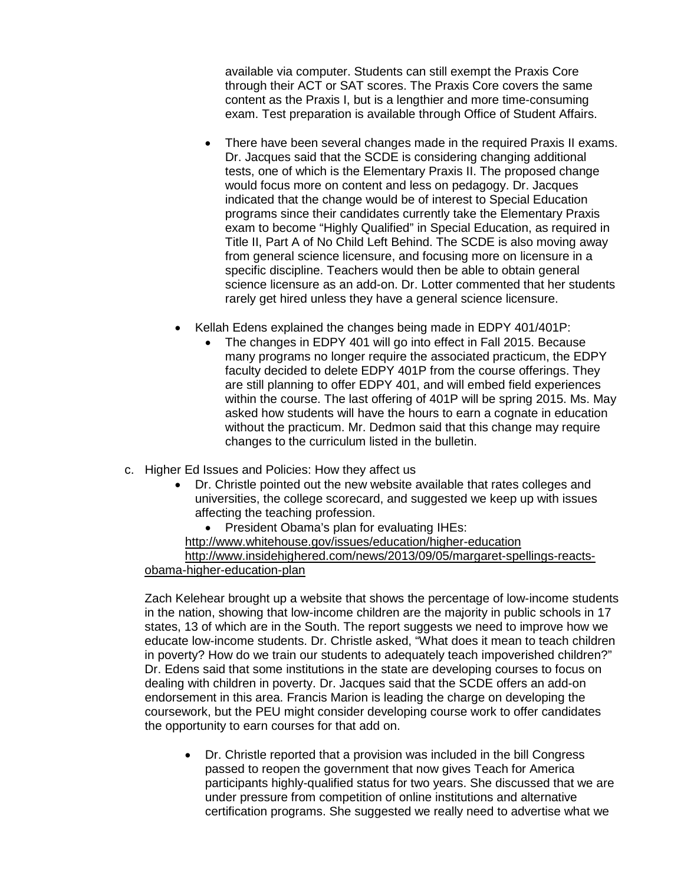available via computer. Students can still exempt the Praxis Core through their ACT or SAT scores. The Praxis Core covers the same content as the Praxis I, but is a lengthier and more time-consuming exam. Test preparation is available through Office of Student Affairs.

- There have been several changes made in the required Praxis II exams. Dr. Jacques said that the SCDE is considering changing additional tests, one of which is the Elementary Praxis II. The proposed change would focus more on content and less on pedagogy. Dr. Jacques indicated that the change would be of interest to Special Education programs since their candidates currently take the Elementary Praxis exam to become "Highly Qualified" in Special Education, as required in Title II, Part A of No Child Left Behind. The SCDE is also moving away from general science licensure, and focusing more on licensure in a specific discipline. Teachers would then be able to obtain general science licensure as an add-on. Dr. Lotter commented that her students rarely get hired unless they have a general science licensure.

- Kellah Edens explained the changes being made in EDPY 401/401P:
  - The changes in EDPY 401 will go into effect in Fall 2015. Because many programs no longer require the associated practicum, the EDPY faculty decided to delete EDPY 401P from the course offerings. They are still planning to offer EDPY 401, and will embed field experiences within the course. The last offering of 401P will be spring 2015. Ms. May asked how students will have the hours to earn a cognate in education without the practicum. Mr. Dedmon said that this change may require changes to the curriculum listed in the bulletin.

c. Higher Ed Issues and Policies: How they affect us
   - Dr. Christle pointed out the new website available that rates colleges and universities, the college scorecard, and suggested we keep up with issues affecting the teaching profession.
     - President Obama's plan for evaluating IHEs:

   http://www.whitehouse.gov/issues/education/higher-education
   http://www.insidehighered.com/news/2013/09/05/margaret-spellings-reacts-obama-higher-education-plan

   Zach Kelehear brought up a website that shows the percentage of low-income students in the nation, showing that low-income children are the majority in public schools in 17 states, 13 of which are in the South. The report suggests we need to improve how we educate low-income students. Dr. Christle asked, "What does it mean to teach children in poverty? How do we train our students to adequately teach impoverished children?" Dr. Edens said that some institutions in the state are developing courses to focus on dealing with children in poverty. Dr. Jacques said that the SCDE offers an add-on endorsement in this area. Francis Marion is leading the charge on developing the coursework, but the PEU might consider developing course work to offer candidates the opportunity to earn courses for that add on.

   - Dr. Christle reported that a provision was included in the bill Congress passed to reopen the government that now gives Teach for America participants highly-qualified status for two years. She discussed that we are under pressure from competition of online institutions and alternative certification programs. She suggested we really need to advertise what we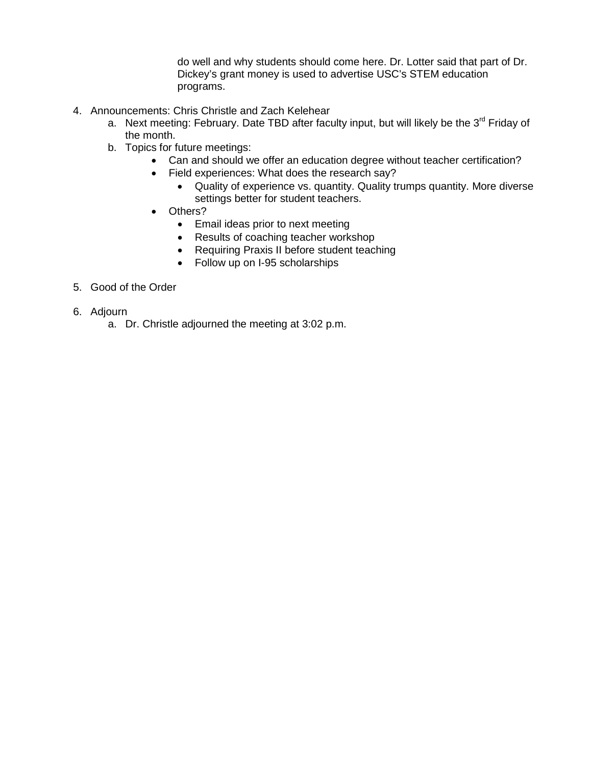do well and why students should come here. Dr. Lotter said that part of Dr. Dickey's grant money is used to advertise USC's STEM education programs.

4. Announcements: Chris Christle and Zach Kelehear
    a. Next meeting: February. Date TBD after faculty input, but will likely be the 3rd Friday of the month.
    b. Topics for future meetings:
        - Can and should we offer an education degree without teacher certification?
        - Field experiences: What does the research say?
            - Quality of experience vs. quantity. Quality trumps quantity. More diverse settings better for student teachers.
        - Others?
            - Email ideas prior to next meeting
            - Results of coaching teacher workshop
            - Requiring Praxis II before student teaching
            - Follow up on I-95 scholarships

5. Good of the Order

6. Adjourn
    a. Dr. Christle adjourned the meeting at 3:02 p.m.